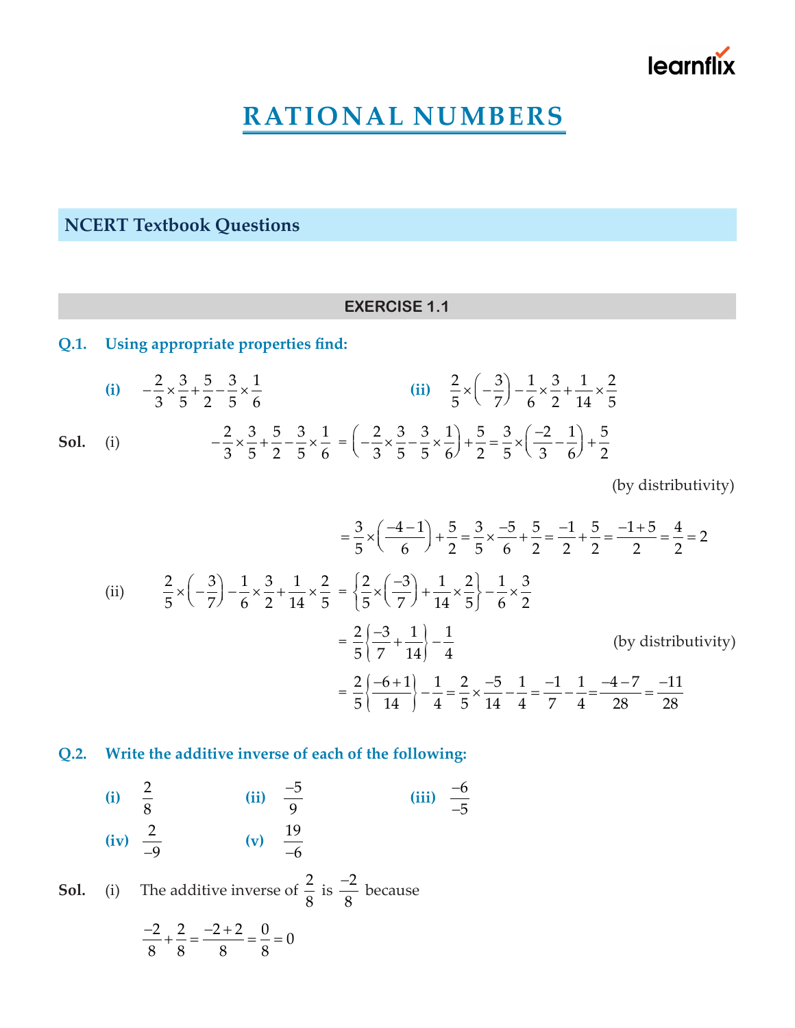# RATIONAL NUMBERS

## NCERT Textbook Questions

### EXERCISE 1.1

**Q.1. Using appropriate properties find:**

**(i)** $-\frac{2}{3}\times\frac{3}{5}+\frac{5}{2}-\frac{3}{5}\times\frac{1}{6}$

**(ii)** $\frac{2}{5}\times\left(-\frac{3}{7}\right)-\frac{1}{6}\times\frac{3}{2}+\frac{1}{14}\times\frac{2}{5}$

**Sol.** (i)

$$-\frac{2}{3}\times\frac{3}{5}+\frac{5}{2}-\frac{3}{5}\times\frac{1}{6} = \left(-\frac{2}{3}\times\frac{3}{5}-\frac{3}{5}\times\frac{1}{6}\right)+\frac{5}{2} = \frac{3}{5}\times\left(\frac{-2}{3}-\frac{1}{6}\right)+\frac{5}{2}$$

(by distributivity)

$$= \frac{3}{5}\times\left(\frac{-4-1}{6}\right)+\frac{5}{2} = \frac{3}{5}\times\frac{-5}{6}+\frac{5}{2} = \frac{-1}{2}+\frac{5}{2} = \frac{-1+5}{2} = \frac{4}{2} = 2$$

(ii)

$$\frac{2}{5}\times\left(-\frac{3}{7}\right)-\frac{1}{6}\times\frac{3}{2}+\frac{1}{14}\times\frac{2}{5} = \left\{\frac{2}{5}\times\left(\frac{-3}{7}\right)+\frac{1}{14}\times\frac{2}{5}\right\}-\frac{1}{6}\times\frac{3}{2}$$

$$= \frac{2}{5}\left\{\frac{-3}{7}+\frac{1}{14}\right\}-\frac{1}{4}$$

(by distributivity)

$$= \frac{2}{5}\left\{\frac{-6+1}{14}\right\}-\frac{1}{4} = \frac{2}{5}\times\frac{-5}{14}-\frac{1}{4} = \frac{-1}{7}-\frac{1}{4} = \frac{-4-7}{28} = \frac{-11}{28}$$

**Q.2. Write the additive inverse of each of the following:**

**(i)** $\frac{2}{8}$ **(ii)** $\frac{-5}{9}$ **(iii)** $\frac{-6}{-5}$

**(iv)** $\frac{2}{-9}$ **(v)** $\frac{19}{-6}$

**Sol.** (i) The additive inverse of $\frac{2}{8}$ is $\frac{-2}{8}$ because

$$\frac{-2}{8}+\frac{2}{8} = \frac{-2+2}{8} = \frac{0}{8} = 0$$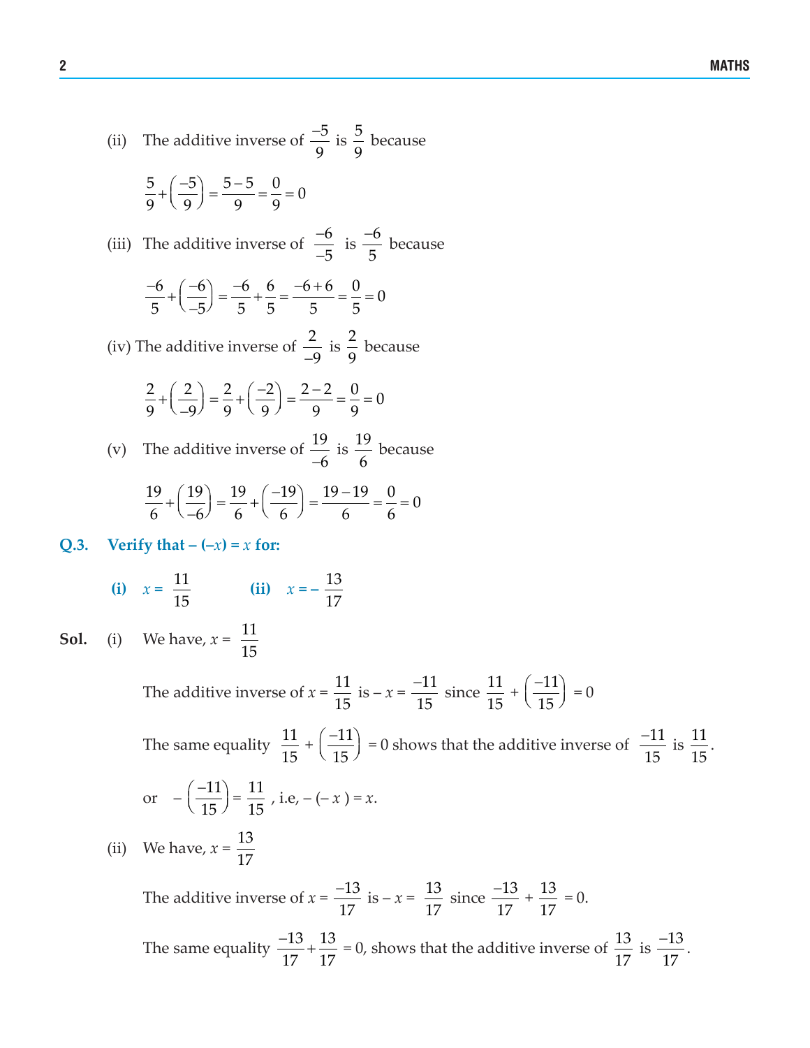(ii) The additive inverse of $\frac{-5}{9}$ is $\frac{5}{9}$ because

$$\frac{5}{9}+\left(\frac{-5}{9}\right)=\frac{5-5}{9}=\frac{0}{9}=0$$

(iii) The additive inverse of $\frac{-6}{-5}$ is $\frac{-6}{5}$ because

$$\frac{-6}{5}+\left(\frac{-6}{-5}\right)=\frac{-6}{5}+\frac{6}{5}=\frac{-6+6}{5}=\frac{0}{5}=0$$

(iv) The additive inverse of $\frac{2}{-9}$ is $\frac{2}{9}$ because

$$\frac{2}{9}+\left(\frac{2}{-9}\right)=\frac{2}{9}+\left(\frac{-2}{9}\right)=\frac{2-2}{9}=\frac{0}{9}=0$$

(v) The additive inverse of $\frac{19}{-6}$ is $\frac{19}{6}$ because

$$\frac{19}{6}+\left(\frac{19}{-6}\right)=\frac{19}{6}+\left(\frac{-19}{6}\right)=\frac{19-19}{6}=\frac{0}{6}=0$$

**Q.3. Verify that $-(-x) = x$ for:**

**(i)** $x = \frac{11}{15}$ **(ii)** $x = -\frac{13}{17}$

**Sol.** (i) We have, $x = \frac{11}{15}$

The additive inverse of $x = \frac{11}{15}$ is $-x = \frac{-11}{15}$ since $\frac{11}{15} + \left(\frac{-11}{15}\right) = 0$

The same equality $\frac{11}{15} + \left(\frac{-11}{15}\right) = 0$ shows that the additive inverse of $\frac{-11}{15}$ is $\frac{11}{15}$.

or $-\left(\frac{-11}{15}\right) = \frac{11}{15}$, i.e, $-(-x) = x$.

(ii) We have, $x = \frac{13}{17}$

The additive inverse of $x = \frac{-13}{17}$ is $-x = \frac{13}{17}$ since $\frac{-13}{17} + \frac{13}{17} = 0$.

The same equality $\frac{-13}{17}+\frac{13}{17} = 0$, shows that the additive inverse of $\frac{13}{17}$ is $\frac{-13}{17}$.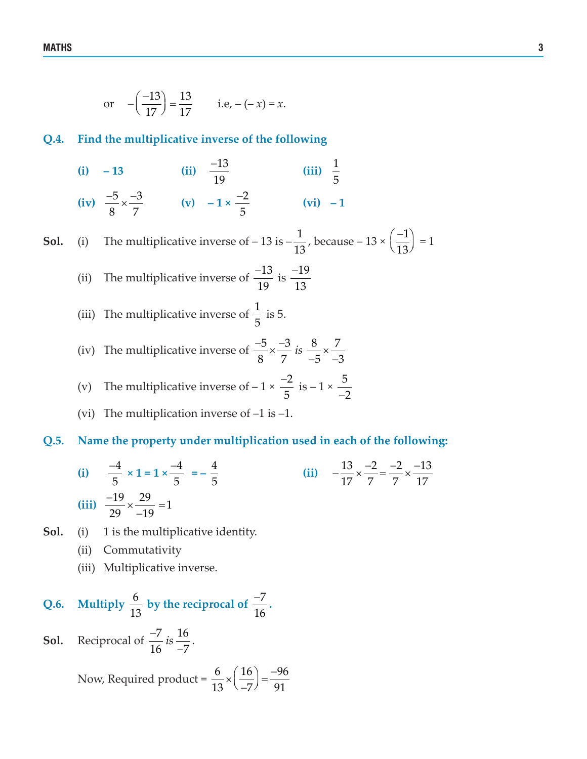or $-\left(\frac{-13}{17}\right) = \frac{13}{17}$ i.e, $-(-x) = x$.

**Q.4. Find the multiplicative inverse of the following**

**(i)** $-13$ **(ii)** $\frac{-13}{19}$ **(iii)** $\frac{1}{5}$

**(iv)** $\frac{-5}{8} \times \frac{-3}{7}$ **(v)** $-1 \times \frac{-2}{5}$ **(vi)** $-1$

**Sol.** (i) The multiplicative inverse of $-13$ is $-\frac{1}{13}$, because $-13 \times \left(\frac{-1}{13}\right) = 1$

(ii) The multiplicative inverse of $\frac{-13}{19}$ is $\frac{-19}{13}$

(iii) The multiplicative inverse of $\frac{1}{5}$ is 5.

(iv) The multiplicative inverse of $\frac{-5}{8} \times \frac{-3}{7}$ *is* $\frac{8}{-5} \times \frac{7}{-3}$

(v) The multiplicative inverse of $-1 \times \frac{-2}{5}$ is $-1 \times \frac{5}{-2}$

(vi) The multiplication inverse of $-1$ is $-1$.

**Q.5. Name the property under multiplication used in each of the following:**

**(i)** $\frac{-4}{5} \times 1 = 1 \times \frac{-4}{5} = -\frac{4}{5}$ **(ii)** $-\frac{13}{17} \times \frac{-2}{7} = \frac{-2}{7} \times \frac{-13}{17}$

**(iii)** $\frac{-19}{29} \times \frac{29}{-19} = 1$

**Sol.** (i) 1 is the multiplicative identity.

(ii) Commutativity

(iii) Multiplicative inverse.

**Q.6. Multiply $\frac{6}{13}$ by the reciprocal of $\frac{-7}{16}$.**

**Sol.** Reciprocal of $\frac{-7}{16}$ *is* $\frac{16}{-7}$.

Now, Required product $= \frac{6}{13} \times \left(\frac{16}{-7}\right) = \frac{-96}{91}$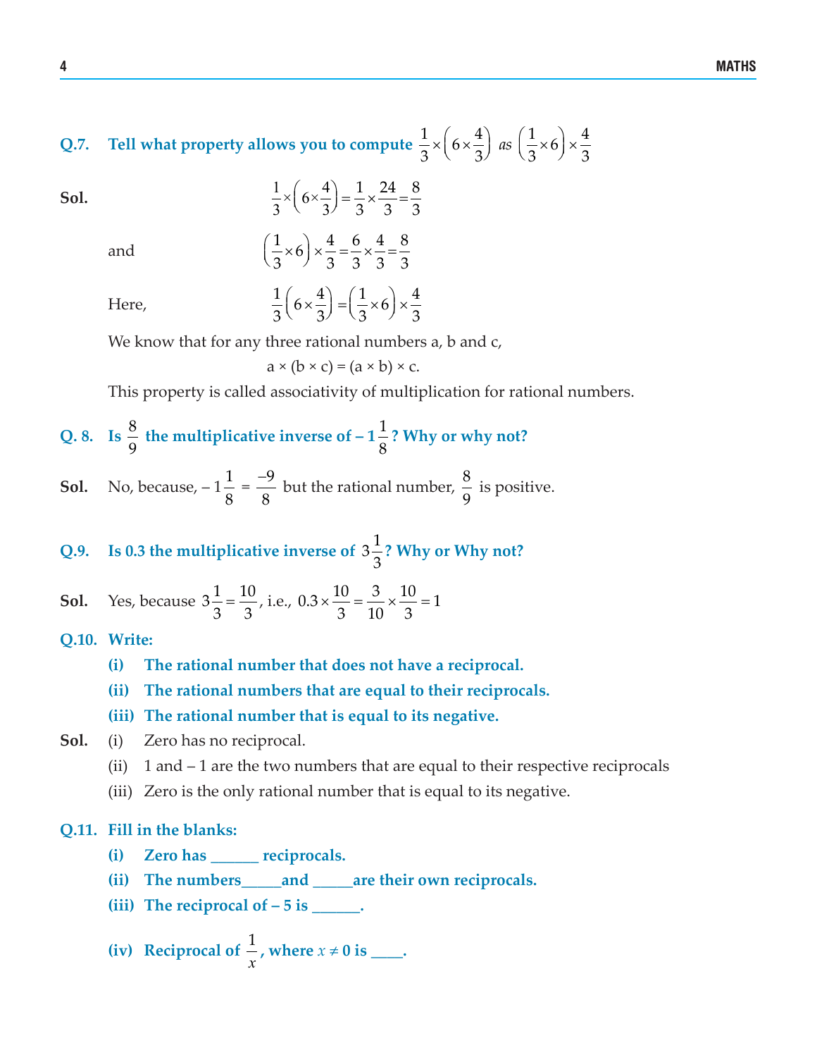**Q.7. Tell what property allows you to compute $\frac{1}{3}\times\left(6\times\frac{4}{3}\right)$ *as* $\left(\frac{1}{3}\times6\right)\times\frac{4}{3}$**

**Sol.** $$\frac{1}{3}\times\left(6\times\frac{4}{3}\right)=\frac{1}{3}\times\frac{24}{3}=\frac{8}{3}$$

and $$\left(\frac{1}{3}\times6\right)\times\frac{4}{3}=\frac{6}{3}\times\frac{4}{3}=\frac{8}{3}$$

Here, $$\frac{1}{3}\left(6\times\frac{4}{3}\right)=\left(\frac{1}{3}\times6\right)\times\frac{4}{3}$$

We know that for any three rational numbers a, b and c,

$$a \times (b \times c) = (a \times b) \times c.$$

This property is called associativity of multiplication for rational numbers.

**Q. 8. Is $\frac{8}{9}$ the multiplicative inverse of $-1\frac{1}{8}$? Why or why not?**

**Sol.** No, because, $-1\frac{1}{8}=\frac{-9}{8}$ but the rational number, $\frac{8}{9}$ is positive.

**Q.9. Is 0.3 the multiplicative inverse of $3\frac{1}{3}$? Why or Why not?**

**Sol.** Yes, because $3\frac{1}{3}=\frac{10}{3}$, i.e., $0.3\times\frac{10}{3}=\frac{3}{10}\times\frac{10}{3}=1$

**Q.10. Write:**

**(i) The rational number that does not have a reciprocal.**

**(ii) The rational numbers that are equal to their reciprocals.**

**(iii) The rational number that is equal to its negative.**

**Sol.** (i) Zero has no reciprocal.

(ii) 1 and – 1 are the two numbers that are equal to their respective reciprocals

(iii) Zero is the only rational number that is equal to its negative.

**Q.11. Fill in the blanks:**

**(i) Zero has ______ reciprocals.**

**(ii) The numbers_____and _____are their own reciprocals.**

**(iii) The reciprocal of – 5 is ______.**

**(iv) Reciprocal of $\frac{1}{x}$, where $x \neq 0$ is ____.**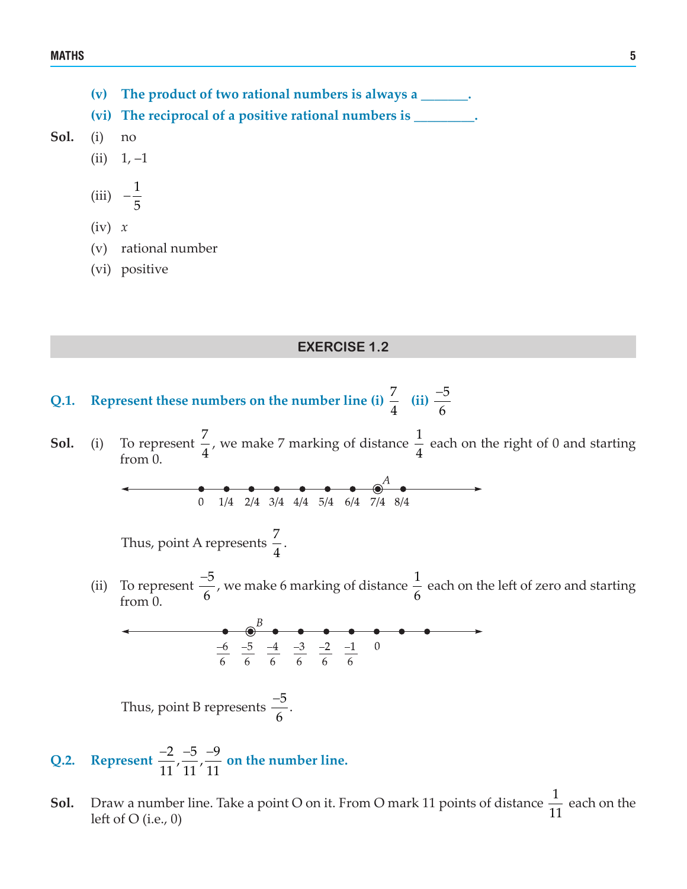**(v) The product of two rational numbers is always a _______.**

**(vi) The reciprocal of a positive rational numbers is _________.**

**Sol.** (i) no

(ii) 1, –1

(iii) $-\frac{1}{5}$

(iv) $x$

(v) rational number

(vi) positive

## EXERCISE 1.2

**Q.1. Represent these numbers on the number line (i) $\frac{7}{4}$ (ii) $\frac{-5}{6}$**

**Sol.** (i) To represent $\frac{7}{4}$, we make 7 marking of distance $\frac{1}{4}$ each on the right of 0 and starting from 0.

0 1/4 2/4 3/4 4/4 5/4 6/4 7/4 8/4 (point A at 7/4)

Thus, point A represents $\frac{7}{4}$.

(ii) To represent $\frac{-5}{6}$, we make 6 marking of distance $\frac{1}{6}$ each on the left of zero and starting from 0.

$\frac{-6}{6}$ $\frac{-5}{6}$ $\frac{-4}{6}$ $\frac{-3}{6}$ $\frac{-2}{6}$ $\frac{-1}{6}$ 0 (point B at $\frac{-5}{6}$)

Thus, point B represents $\frac{-5}{6}$.

**Q.2. Represent $\frac{-2}{11}, \frac{-5}{11}, \frac{-9}{11}$ on the number line.**

**Sol.** Draw a number line. Take a point O on it. From O mark 11 points of distance $\frac{1}{11}$ each on the left of O (i.e., 0)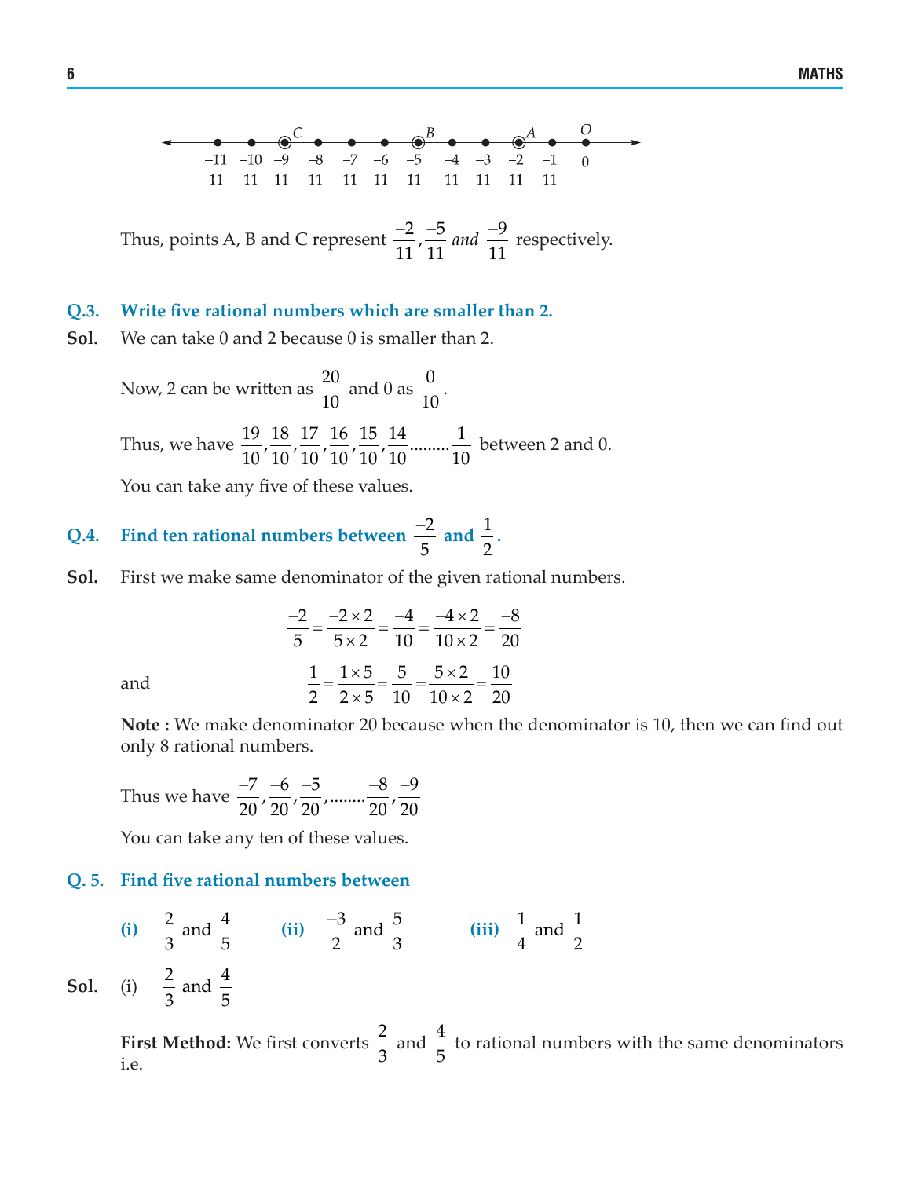Thus, points A, B and C represent $\frac{-2}{11}, \frac{-5}{11}$ *and* $\frac{-9}{11}$ respectively.

**Q.3. Write five rational numbers which are smaller than 2.**

**Sol.** We can take 0 and 2 because 0 is smaller than 2.

Now, 2 can be written as $\frac{20}{10}$ and 0 as $\frac{0}{10}$.

Thus, we have $\frac{19}{10}, \frac{18}{10}, \frac{17}{10}, \frac{16}{10}, \frac{15}{10}, \frac{14}{10}$.........$\frac{1}{10}$ between 2 and 0.

You can take any five of these values.

**Q.4. Find ten rational numbers between $\frac{-2}{5}$ and $\frac{1}{2}$.**

**Sol.** First we make same denominator of the given rational numbers.

$$\frac{-2}{5} = \frac{-2 \times 2}{5 \times 2} = \frac{-4}{10} = \frac{-4 \times 2}{10 \times 2} = \frac{-8}{20}$$

and

$$\frac{1}{2} = \frac{1 \times 5}{2 \times 5} = \frac{5}{10} = \frac{5 \times 2}{10 \times 2} = \frac{10}{20}$$

**Note :** We make denominator 20 because when the denominator is 10, then we can find out only 8 rational numbers.

Thus we have $\frac{-7}{20}, \frac{-6}{20}, \frac{-5}{20}$,.........$\frac{-8}{20}, \frac{-9}{20}$

You can take any ten of these values.

**Q. 5. Find five rational numbers between**

**(i)** $\frac{2}{3}$ and $\frac{4}{5}$ **(ii)** $\frac{-3}{2}$ and $\frac{5}{3}$ **(iii)** $\frac{1}{4}$ and $\frac{1}{2}$

**Sol.** (i) $\frac{2}{3}$ and $\frac{4}{5}$

**First Method:** We first converts $\frac{2}{3}$ and $\frac{4}{5}$ to rational numbers with the same denominators i.e.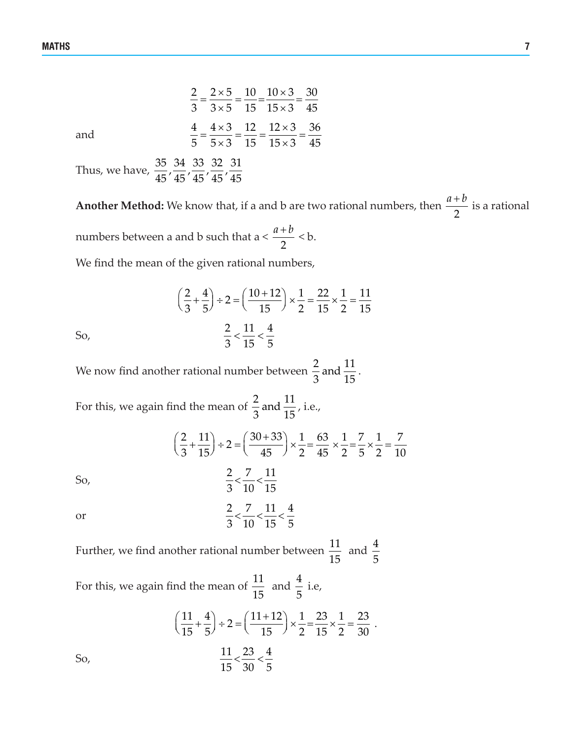$$\frac{2}{3} = \frac{2 \times 5}{3 \times 5} = \frac{10}{15} = \frac{10 \times 3}{15 \times 3} = \frac{30}{45}$$

and

$$\frac{4}{5} = \frac{4 \times 3}{5 \times 3} = \frac{12}{15} = \frac{12 \times 3}{15 \times 3} = \frac{36}{45}$$

Thus, we have, $\frac{35}{45}, \frac{34}{45}, \frac{33}{45}, \frac{32}{45}, \frac{31}{45}$

**Another Method:** We know that, if a and b are two rational numbers, then $\frac{a+b}{2}$ is a rational numbers between a and b such that a < $\frac{a+b}{2}$ < b.

We find the mean of the given rational numbers,

$$\left(\frac{2}{3} + \frac{4}{5}\right) \div 2 = \left(\frac{10+12}{15}\right) \times \frac{1}{2} = \frac{22}{15} \times \frac{1}{2} = \frac{11}{15}$$

So,

$$\frac{2}{3} < \frac{11}{15} < \frac{4}{5}$$

We now find another rational number between $\frac{2}{3}$ and $\frac{11}{15}$.

For this, we again find the mean of $\frac{2}{3}$ and $\frac{11}{15}$, i.e.,

$$\left(\frac{2}{3} + \frac{11}{15}\right) \div 2 = \left(\frac{30+33}{45}\right) \times \frac{1}{2} = \frac{63}{45} \times \frac{1}{2} = \frac{7}{5} \times \frac{1}{2} = \frac{7}{10}$$

So,

$$\frac{2}{3} < \frac{7}{10} < \frac{11}{15}$$

or

$$\frac{2}{3} < \frac{7}{10} < \frac{11}{15} < \frac{4}{5}$$

Further, we find another rational number between $\frac{11}{15}$ and $\frac{4}{5}$

For this, we again find the mean of $\frac{11}{15}$ and $\frac{4}{5}$ i.e,

$$\left(\frac{11}{15} + \frac{4}{5}\right) \div 2 = \left(\frac{11+12}{15}\right) \times \frac{1}{2} = \frac{23}{15} \times \frac{1}{2} = \frac{23}{30}.$$

So,

$$\frac{11}{15} < \frac{23}{30} < \frac{4}{5}$$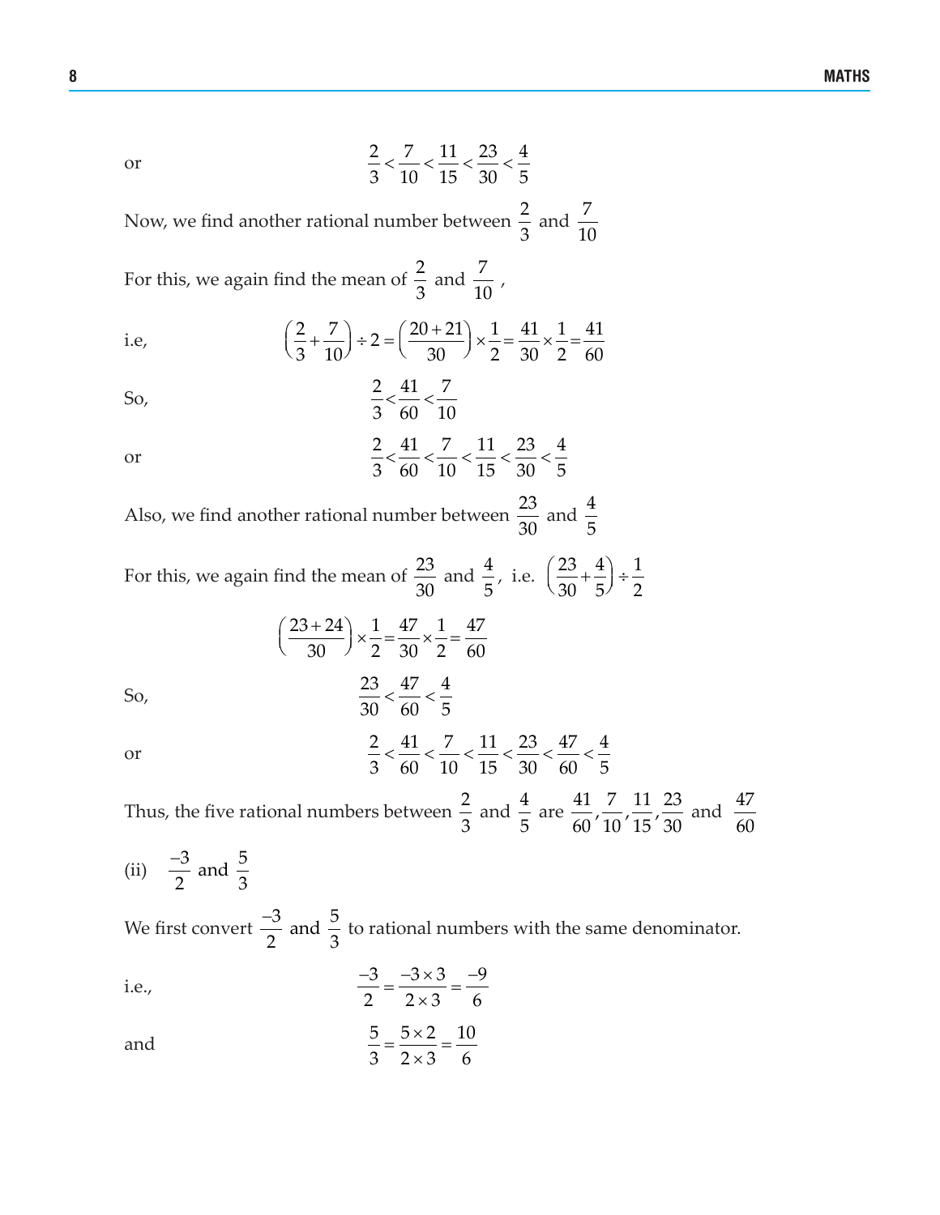or $$\frac{2}{3} < \frac{7}{10} < \frac{11}{15} < \frac{23}{30} < \frac{4}{5}$$

Now, we find another rational number between $\frac{2}{3}$ and $\frac{7}{10}$

For this, we again find the mean of $\frac{2}{3}$ and $\frac{7}{10}$,

i.e, $$\left(\frac{2}{3} + \frac{7}{10}\right) \div 2 = \left(\frac{20+21}{30}\right) \times \frac{1}{2} = \frac{41}{30} \times \frac{1}{2} = \frac{41}{60}$$

So, $$\frac{2}{3} < \frac{41}{60} < \frac{7}{10}$$

or $$\frac{2}{3} < \frac{41}{60} < \frac{7}{10} < \frac{11}{15} < \frac{23}{30} < \frac{4}{5}$$

Also, we find another rational number between $\frac{23}{30}$ and $\frac{4}{5}$

For this, we again find the mean of $\frac{23}{30}$ and $\frac{4}{5}$, i.e. $\left(\frac{23}{30} + \frac{4}{5}\right) \div \frac{1}{2}$

$$\left(\frac{23+24}{30}\right) \times \frac{1}{2} = \frac{47}{30} \times \frac{1}{2} = \frac{47}{60}$$

So, $$\frac{23}{30} < \frac{47}{60} < \frac{4}{5}$$

or $$\frac{2}{3} < \frac{41}{60} < \frac{7}{10} < \frac{11}{15} < \frac{23}{30} < \frac{47}{60} < \frac{4}{5}$$

Thus, the five rational numbers between $\frac{2}{3}$ and $\frac{4}{5}$ are $\frac{41}{60}, \frac{7}{10}, \frac{11}{15}, \frac{23}{30}$ and $\frac{47}{60}$

(ii) $\frac{-3}{2}$ and $\frac{5}{3}$

We first convert $\frac{-3}{2}$ and $\frac{5}{3}$ to rational numbers with the same denominator.

i.e., $$\frac{-3}{2} = \frac{-3 \times 3}{2 \times 3} = \frac{-9}{6}$$

and $$\frac{5}{3} = \frac{5 \times 2}{2 \times 3} = \frac{10}{6}$$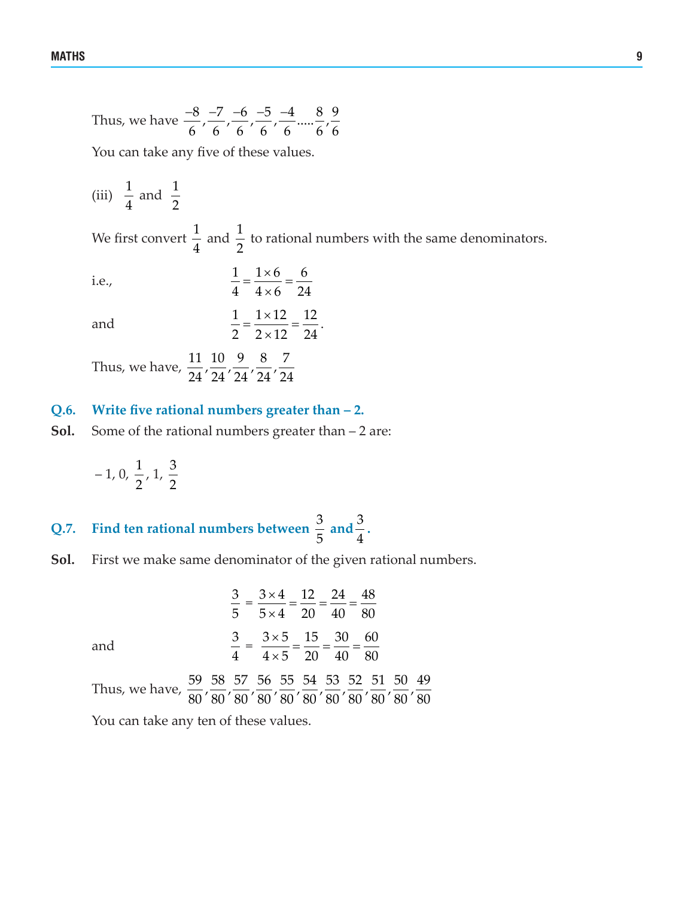Thus, we have $\frac{-8}{6}, \frac{-7}{6}, \frac{-6}{6}, \frac{-5}{6}, \frac{-4}{6} ..... \frac{8}{6}, \frac{9}{6}$

You can take any five of these values.

(iii) $\frac{1}{4}$ and $\frac{1}{2}$

We first convert $\frac{1}{4}$ and $\frac{1}{2}$ to rational numbers with the same denominators.

i.e., $$\frac{1}{4} = \frac{1 \times 6}{4 \times 6} = \frac{6}{24}$$

and $$\frac{1}{2} = \frac{1 \times 12}{2 \times 12} = \frac{12}{24}.$$

Thus, we have, $\frac{11}{24}, \frac{10}{24}, \frac{9}{24}, \frac{8}{24}, \frac{7}{24}$

**Q.6. Write five rational numbers greater than – 2.**

**Sol.** Some of the rational numbers greater than – 2 are:

$-1, 0, \frac{1}{2}, 1, \frac{3}{2}$

**Q.7. Find ten rational numbers between $\frac{3}{5}$ and $\frac{3}{4}$.**

**Sol.** First we make same denominator of the given rational numbers.

$$\frac{3}{5} = \frac{3 \times 4}{5 \times 4} = \frac{12}{20} = \frac{24}{40} = \frac{48}{80}$$

and $$\frac{3}{4} = \frac{3 \times 5}{4 \times 5} = \frac{15}{20} = \frac{30}{40} = \frac{60}{80}$$

Thus, we have, $\frac{59}{80}, \frac{58}{80}, \frac{57}{80}, \frac{56}{80}, \frac{55}{80}, \frac{54}{80}, \frac{53}{80}, \frac{52}{80}, \frac{51}{80}, \frac{50}{80}, \frac{49}{80}$

You can take any ten of these values.